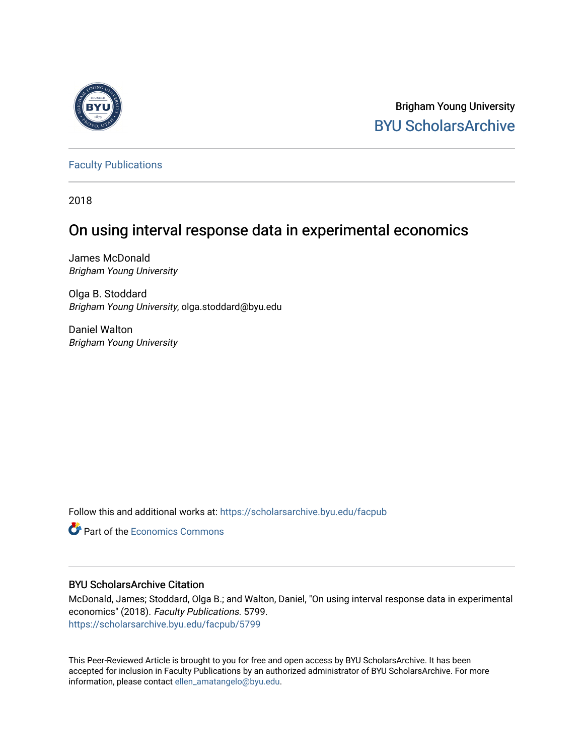Brigham Young University

BYU ScholarsArchive

Faculty Publications

2018

# On using interval response data in experimental economics

James McDonald
*Brigham Young University*

Olga B. Stoddard
*Brigham Young University*, olga.stoddard@byu.edu

Daniel Walton
*Brigham Young University*

Follow this and additional works at: https://scholarsarchive.byu.edu/facpub

Part of the Economics Commons

## BYU ScholarsArchive Citation

McDonald, James; Stoddard, Olga B.; and Walton, Daniel, "On using interval response data in experimental economics" (2018). *Faculty Publications*. 5799.
https://scholarsarchive.byu.edu/facpub/5799

This Peer-Reviewed Article is brought to you for free and open access by BYU ScholarsArchive. It has been accepted for inclusion in Faculty Publications by an authorized administrator of BYU ScholarsArchive. For more information, please contact ellen_amatangelo@byu.edu.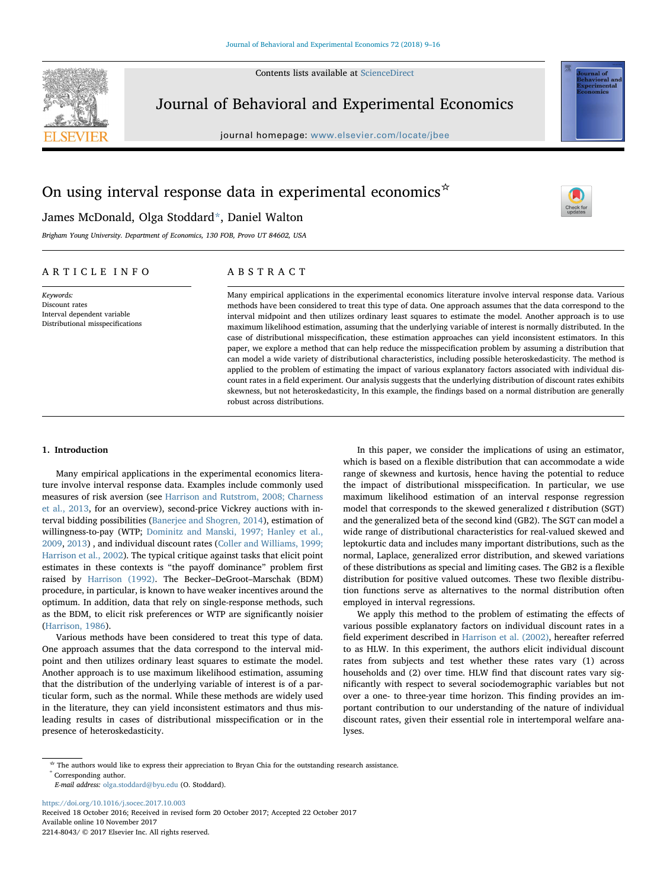Contents lists available at ScienceDirect

# Journal of Behavioral and Experimental Economics

journal homepage: www.elsevier.com/locate/jbee

# On using interval response data in experimental economics☆

James McDonald, Olga Stoddard*, Daniel Walton

*Brigham Young University. Department of Economics, 130 FOB, Provo UT 84602, USA*

## ARTICLE INFO

*Keywords:*
Discount rates
Interval dependent variable
Distributional misspecifications

## ABSTRACT

Many empirical applications in the experimental economics literature involve interval response data. Various methods have been considered to treat this type of data. One approach assumes that the data correspond to the interval midpoint and then utilizes ordinary least squares to estimate the model. Another approach is to use maximum likelihood estimation, assuming that the underlying variable of interest is normally distributed. In the case of distributional misspecification, these estimation approaches can yield inconsistent estimators. In this paper, we explore a method that can help reduce the misspecification problem by assuming a distribution that can model a wide variety of distributional characteristics, including possible heteroskedasticity. The method is applied to the problem of estimating the impact of various explanatory factors associated with individual discount rates in a field experiment. Our analysis suggests that the underlying distribution of discount rates exhibits skewness, but not heteroskedasticity, In this example, the findings based on a normal distribution are generally robust across distributions.

## 1. Introduction

Many empirical applications in the experimental economics literature involve interval response data. Examples include commonly used measures of risk aversion (see Harrison and Rutstrom, 2008; Charness et al., 2013, for an overview), second-price Vickrey auctions with interval bidding possibilities (Banerjee and Shogren, 2014), estimation of willingness-to-pay (WTP; Dominitz and Manski, 1997; Hanley et al., 2009, 2013) , and individual discount rates (Coller and Williams, 1999; Harrison et al., 2002). The typical critique against tasks that elicit point estimates in these contexts is "the payoff dominance" problem first raised by Harrison (1992). The Becker–DeGroot–Marschak (BDM) procedure, in particular, is known to have weaker incentives around the optimum. In addition, data that rely on single-response methods, such as the BDM, to elicit risk preferences or WTP are significantly noisier (Harrison, 1986).

Various methods have been considered to treat this type of data. One approach assumes that the data correspond to the interval midpoint and then utilizes ordinary least squares to estimate the model. Another approach is to use maximum likelihood estimation, assuming that the distribution of the underlying variable of interest is of a particular form, such as the normal. While these methods are widely used in the literature, they can yield inconsistent estimators and thus misleading results in cases of distributional misspecification or in the presence of heteroskedasticity.

In this paper, we consider the implications of using an estimator, which is based on a flexible distribution that can accommodate a wide range of skewness and kurtosis, hence having the potential to reduce the impact of distributional misspecification. In particular, we use maximum likelihood estimation of an interval response regression model that corresponds to the skewed generalized $t$ distribution (SGT) and the generalized beta of the second kind (GB2). The SGT can model a wide range of distributional characteristics for real-valued skewed and leptokurtic data and includes many important distributions, such as the normal, Laplace, generalized error distribution, and skewed variations of these distributions as special and limiting cases. The GB2 is a flexible distribution for positive valued outcomes. These two flexible distribution functions serve as alternatives to the normal distribution often employed in interval regressions.

We apply this method to the problem of estimating the effects of various possible explanatory factors on individual discount rates in a field experiment described in Harrison et al. (2002), hereafter referred to as HLW. In this experiment, the authors elicit individual discount rates from subjects and test whether these rates vary (1) across households and (2) over time. HLW find that discount rates vary significantly with respect to several sociodemographic variables but not over a one- to three-year time horizon. This finding provides an important contribution to our understanding of the nature of individual discount rates, given their essential role in intertemporal welfare analyses.

☆ The authors would like to express their appreciation to Bryan Chia for the outstanding research assistance.
* Corresponding author.
*E-mail address:* olga.stoddard@byu.edu (O. Stoddard).

https://doi.org/10.1016/j.socec.2017.10.003
Received 18 October 2016; Received in revised form 20 October 2017; Accepted 22 October 2017
Available online 10 November 2017
2214-8043/ © 2017 Elsevier Inc. All rights reserved.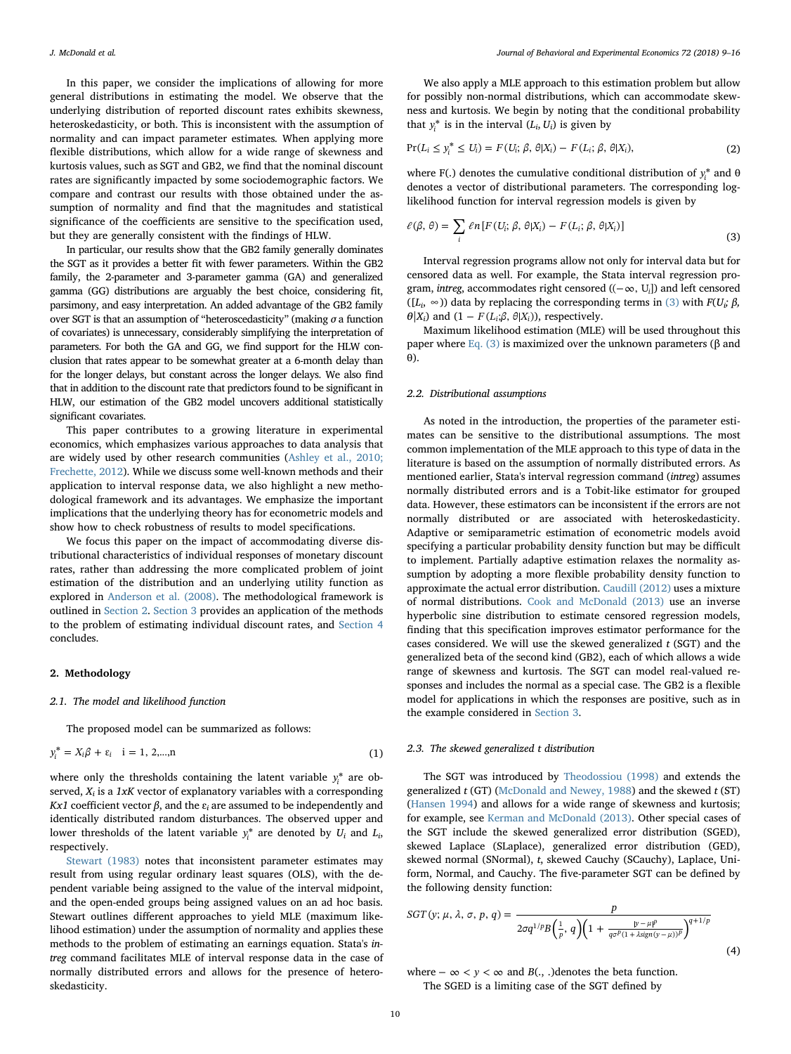In this paper, we consider the implications of allowing for more general distributions in estimating the model. We observe that the underlying distribution of reported discount rates exhibits skewness, heteroskedasticity, or both. This is inconsistent with the assumption of normality and can impact parameter estimates. When applying more flexible distributions, which allow for a wide range of skewness and kurtosis values, such as SGT and GB2, we find that the nominal discount rates are significantly impacted by some sociodemographic factors. We compare and contrast our results with those obtained under the assumption of normality and find that the magnitudes and statistical significance of the coefficients are sensitive to the specification used, but they are generally consistent with the findings of HLW.

In particular, our results show that the GB2 family generally dominates the SGT as it provides a better fit with fewer parameters. Within the GB2 family, the 2-parameter and 3-parameter gamma (GA) and generalized gamma (GG) distributions are arguably the best choice, considering fit, parsimony, and easy interpretation. An added advantage of the GB2 family over SGT is that an assumption of "heteroscedasticity" (making $\sigma$ a function of covariates) is unnecessary, considerably simplifying the interpretation of parameters. For both the GA and GG, we find support for the HLW conclusion that rates appear to be somewhat greater at a 6-month delay than for the longer delays, but constant across the longer delays. We also find that in addition to the discount rate that predictors found to be significant in HLW, our estimation of the GB2 model uncovers additional statistically significant covariates.

This paper contributes to a growing literature in experimental economics, which emphasizes various approaches to data analysis that are widely used by other research communities (Ashley et al., 2010; Frechette, 2012). While we discuss some well-known methods and their application to interval response data, we also highlight a new methodological framework and its advantages. We emphasize the important implications that the underlying theory has for econometric models and show how to check robustness of results to model specifications.

We focus this paper on the impact of accommodating diverse distributional characteristics of individual responses of monetary discount rates, rather than addressing the more complicated problem of joint estimation of the distribution and an underlying utility function as explored in Anderson et al. (2008). The methodological framework is outlined in Section 2. Section 3 provides an application of the methods to the problem of estimating individual discount rates, and Section 4 concludes.

## 2. Methodology

### 2.1. The model and likelihood function

The proposed model can be summarized as follows:

$$y_i^* = X_i\beta + \varepsilon_i \quad i = 1, 2,\dots,n \tag{1}$$

where only the thresholds containing the latent variable $y_i^*$ are observed, $X_i$ is a $1xK$ vector of explanatory variables with a corresponding $Kx1$ coefficient vector $\beta$, and the $\varepsilon_i$ are assumed to be independently and identically distributed random disturbances. The observed upper and lower thresholds of the latent variable $y_i^*$ are denoted by $U_i$ and $L_i$, respectively.

Stewart (1983) notes that inconsistent parameter estimates may result from using regular ordinary least squares (OLS), with the dependent variable being assigned to the value of the interval midpoint, and the open-ended groups being assigned values on an ad hoc basis. Stewart outlines different approaches to yield MLE (maximum likelihood estimation) under the assumption of normality and applies these methods to the problem of estimating an earnings equation. Stata's *intreg* command facilitates MLE of interval response data in the case of normally distributed errors and allows for the presence of heteroskedasticity.

We also apply a MLE approach to this estimation problem but allow for possibly non-normal distributions, which can accommodate skewness and kurtosis. We begin by noting that the conditional probability that $y_i^*$ is in the interval $(L_i, U_i)$ is given by

$$\Pr(L_i \le y_i^* \le U_i) = F(U_i;\, \beta,\, \theta|X_i) - F(L_i;\, \beta,\, \theta|X_i), \tag{2}$$

where F(.) denotes the cumulative conditional distribution of $y_i^*$ and θ denotes a vector of distributional parameters. The corresponding log-likelihood function for interval regression models is given by

$$\ell(\beta, \theta) = \sum_i \ell n\,[F(U_i;\, \beta,\, \theta|X_i) - F(L_i;\, \beta,\, \theta|X_i)] \tag{3}$$

Interval regression programs allow not only for interval data but for censored data as well. For example, the Stata interval regression program, *intreg*, accommodates right censored $((-\infty,\, U_i])$ and left censored $([L_i,\, \infty))$ data by replacing the corresponding terms in (3) with $F(U_i;\, \beta,\, \theta|X_i)$ and $(1 - F(L_i;\beta,\, \theta|X_i))$, respectively.

Maximum likelihood estimation (MLE) will be used throughout this paper where Eq. (3) is maximized over the unknown parameters (β and θ).

### 2.2. Distributional assumptions

As noted in the introduction, the properties of the parameter estimates can be sensitive to the distributional assumptions. The most common implementation of the MLE approach to this type of data in the literature is based on the assumption of normally distributed errors. As mentioned earlier, Stata's interval response command (*intreg*) assumes normally distributed errors and is a Tobit-like estimator for grouped data. However, these estimators can be inconsistent if the errors are not normally distributed or are associated with heteroskedasticity. Adaptive or semiparametric estimation of econometric models avoid specifying a particular probability density function but may be difficult to implement. Partially adaptive estimation relaxes the normality assumption by adopting a more flexible probability density function to approximate the actual error distribution. Caudill (2012) uses a mixture of normal distributions. Cook and McDonald (2013) use an inverse hyperbolic sine distribution to estimate censored regression models, finding that this specification improves estimator performance for the cases considered. We will use the skewed generalized *t* (SGT) and the generalized beta of the second kind (GB2), each of which allows a wide range of skewness and kurtosis. The SGT can model real-valued responses and includes the normal as a special case. The GB2 is a flexible model for applications in which the responses are positive, such as in the example considered in Section 3.

### 2.3. The skewed generalized t distribution

The SGT was introduced by Theodossiou (1998) and extends the generalized *t* (GT) (McDonald and Newey, 1988) and the skewed *t* (ST) (Hansen 1994) and allows for a wide range of skewness and kurtosis; for example, see Kerman and McDonald (2013). Other special cases of the SGT include the skewed generalized error distribution (SGED), skewed Laplace (SLaplace), generalized error distribution (GED), skewed normal (SNormal), *t*, skewed Cauchy (SCauchy), Laplace, Uniform, Normal, and Cauchy. The five-parameter SGT can be defined by the following density function:

$$SGT(y;\, \mu,\, \lambda,\, \sigma,\, p,\, q) = \frac{p}{2\sigma q^{1/p} B\left(\frac{1}{p},\, q\right)\left(1 + \frac{|y-\mu|^p}{q\sigma^p (1+\lambda \operatorname{sign}(y-\mu))^p}\right)^{q+1/p}} \tag{4}$$

where $-\infty < y < \infty$ and $B(.,\, .)$denotes the beta function.

The SGED is a limiting case of the SGT defined by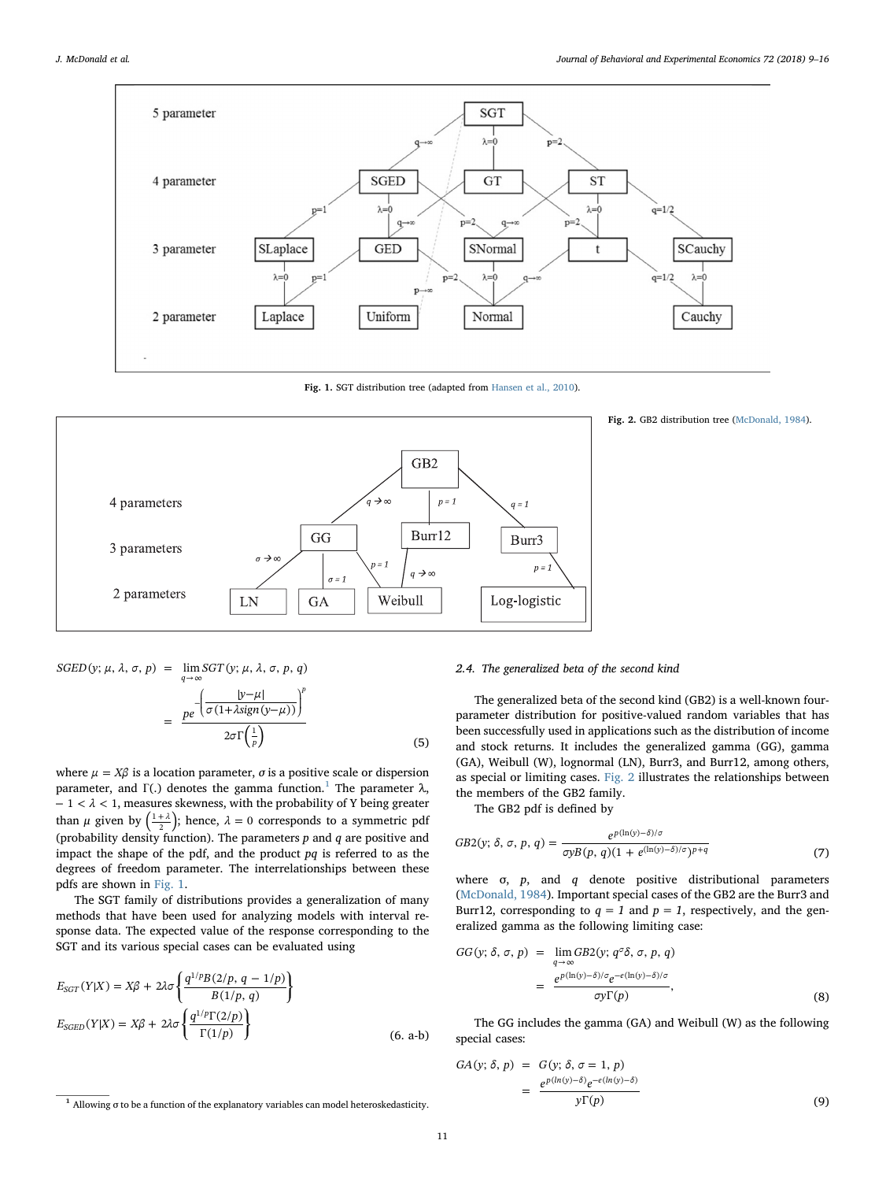Fig. 1. SGT distribution tree (adapted from Hansen et al., 2010).

Fig. 2. GB2 distribution tree (McDonald, 1984).

$$SGED(y;\mu,\lambda,\sigma,p) = \lim_{q\to\infty} SGT(y;\mu,\lambda,\sigma,p,q) = \frac{pe^{-\left(\frac{|y-\mu|}{\sigma(1+\lambda sign(y-\mu))}\right)^p}}{2\sigma\Gamma\left(\frac{1}{p}\right)} \tag{5}$$

where $\mu = X\beta$ is a location parameter, $\sigma$ is a positive scale or dispersion parameter, and $\Gamma(.)$ denotes the gamma function.[1] The parameter $\lambda$, $-1 < \lambda < 1$, measures skewness, with the probability of Y being greater than $\mu$ given by $\left(\frac{1+\lambda}{2}\right)$; hence, $\lambda = 0$ corresponds to a symmetric pdf (probability density function). The parameters $p$ and $q$ are positive and impact the shape of the pdf, and the product $pq$ is referred to as the degrees of freedom parameter. The interrelationships between these pdfs are shown in Fig. 1.

The SGT family of distributions provides a generalization of many methods that have been used for analyzing models with interval response data. The expected value of the response corresponding to the SGT and its various special cases can be evaluated using

$$E_{SGT}(Y|X) = X\beta + 2\lambda\sigma\left\{\frac{q^{1/p}B(2/p,\, q-1/p)}{B(1/p,\, q)}\right\}$$
$$E_{SGED}(Y|X) = X\beta + 2\lambda\sigma\left\{\frac{q^{1/p}\Gamma(2/p)}{\Gamma(1/p)}\right\} \tag{6. a-b}$$

[1] Allowing σ to be a function of the explanatory variables can model heteroskedasticity.

### 2.4. The generalized beta of the second kind

The generalized beta of the second kind (GB2) is a well-known four-parameter distribution for positive-valued random variables that has been successfully used in applications such as the distribution of income and stock returns. It includes the generalized gamma (GG), gamma (GA), Weibull (W), lognormal (LN), Burr3, and Burr12, among others, as special or limiting cases. Fig. 2 illustrates the relationships between the members of the GB2 family.

The GB2 pdf is defined by

$$GB2(y;\delta,\sigma,p,q) = \frac{e^{p(\ln(y)-\delta)/\sigma}}{\sigma y B(p,q)(1+e^{(\ln(y)-\delta)/\sigma})^{p+q}} \tag{7}$$

where $\sigma$, $p$, and $q$ denote positive distributional parameters (McDonald, 1984). Important special cases of the GB2 are the Burr3 and Burr12, corresponding to $q = 1$ and $p = 1$, respectively, and the generalized gamma as the following limiting case:

$$GG(y;\delta,\sigma,p) = \lim_{q\to\infty} GB2(y;q^{\sigma}\delta,\sigma,p,q) = \frac{e^{p(\ln(y)-\delta)/\sigma}e^{-e^{(\ln(y)-\delta)/\sigma}}}{\sigma y\Gamma(p)}, \tag{8}$$

The GG includes the gamma (GA) and Weibull (W) as the following special cases:

$$GA(y;\delta,p) = G(y;\delta,\sigma=1,p) = \frac{e^{p(ln(y)-\delta)}e^{-e^{(ln(y)-\delta)}}}{y\Gamma(p)} \tag{9}$$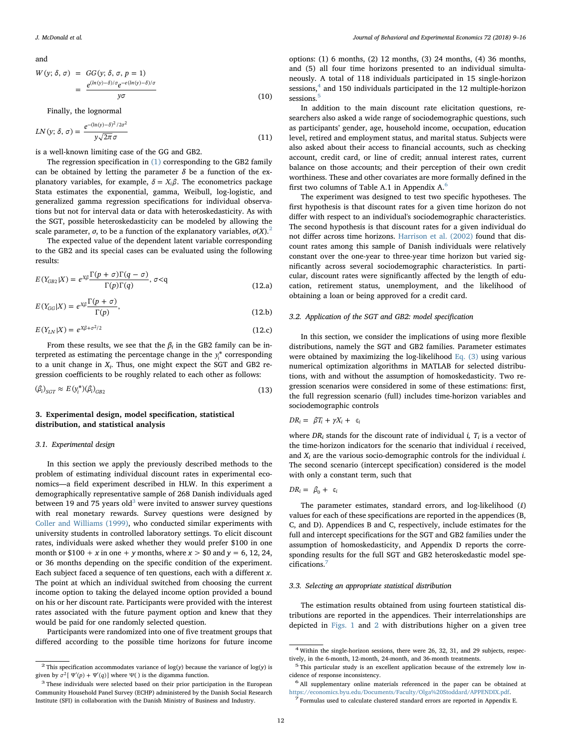and

$$W(y;\delta,\sigma) = GG(y;\delta,\sigma,p=1) = \frac{e^{(ln(y)-\delta)/\sigma}e^{-e^{(ln(y)-\delta)/\sigma}}}{y\sigma} \quad (10)$$

Finally, the lognormal

$$LN(y;\delta,\sigma) = \frac{e^{-(\ln(y)-\delta)^2/2\sigma^2}}{y\sqrt{2\pi}\sigma} \quad (11)$$

is a well-known limiting case of the GG and GB2.

The regression specification in (1) corresponding to the GB2 family can be obtained by letting the parameter $\delta$ be a function of the explanatory variables, for example, $\delta = X_i\beta$. The econometrics package Stata estimates the exponential, gamma, Weibull, log-logistic, and generalized gamma regression specifications for individual observations but not for interval data or data with heteroskedasticity. As with the SGT, possible heteroskedasticity can be modeled by allowing the scale parameter, $\sigma$, to be a function of the explanatory variables, $\sigma(X)$.[2]

The expected value of the dependent latent variable corresponding to the GB2 and its special cases can be evaluated using the following results:

$$E(Y_{GB2}|X) = e^{X\beta}\frac{\Gamma(p+\sigma)\Gamma(q-\sigma)}{\Gamma(p)\Gamma(q)},\ \sigma<q \quad (12.a)$$

$$E(Y_{GG}|X) = e^{X\beta}\frac{\Gamma(p+\sigma)}{\Gamma(p)}, \quad (12.b)$$

$$E(Y_{LN}|X) = e^{X\beta+\sigma^2/2} \quad (12.c)$$

From these results, we see that the $\beta_i$ in the GB2 family can be interpreted as estimating the percentage change in the $y_i^*$ corresponding to a unit change in $X_i$. Thus, one might expect the SGT and GB2 regression coefficients to be roughly related to each other as follows:

$$(\beta_i)_{SGT} \approx E(y_i^*)(\beta_i)_{GB2} \quad (13)$$

## 3. Experimental design, model specification, statistical distribution, and statistical analysis

### 3.1. Experimental design

In this section we apply the previously described methods to the problem of estimating individual discount rates in experimental economics—a field experiment described in HLW. In this experiment a demographically representative sample of 268 Danish individuals aged between 19 and 75 years old[3] were invited to answer survey questions with real monetary rewards. Survey questions were designed by Coller and Williams (1999), who conducted similar experiments with university students in controlled laboratory settings. To elicit discount rates, individuals were asked whether they would prefer \$100 in one month or \$100 + $x$ in one + $y$ months, where $x >$ \$0 and $y$ = 6, 12, 24, or 36 months depending on the specific condition of the experiment. Each subject faced a sequence of ten questions, each with a different $x$. The point at which an individual switched from choosing the current income option to taking the delayed income option provided a bound on his or her discount rate. Participants were provided with the interest rates associated with the future payment option and knew that they would be paid for one randomly selected question.

Participants were randomized into one of five treatment groups that differed according to the possible time horizons for future income options: (1) 6 months, (2) 12 months, (3) 24 months, (4) 36 months, and (5) all four time horizons presented to an individual simultaneously. A total of 118 individuals participated in 15 single-horizon sessions,[4] and 150 individuals participated in the 12 multiple-horizon sessions.[5]

In addition to the main discount rate elicitation questions, researchers also asked a wide range of sociodemographic questions, such as participants' gender, age, household income, occupation, education level, retired and employment status, and marital status. Subjects were also asked about their access to financial accounts, such as checking account, credit card, or line of credit; annual interest rates, current balance on those accounts; and their perception of their own credit worthiness. These and other covariates are more formally defined in the first two columns of Table A.1 in Appendix A.[6]

The experiment was designed to test two specific hypotheses. The first hypothesis is that discount rates for a given time horizon do not differ with respect to an individual's sociodemographic characteristics. The second hypothesis is that discount rates for a given individual do not differ across time horizons. Harrison et al. (2002) found that discount rates among this sample of Danish individuals were relatively constant over the one-year to three-year time horizon but varied significantly across several sociodemographic characteristics. In particular, discount rates were significantly affected by the length of education, retirement status, unemployment, and the likelihood of obtaining a loan or being approved for a credit card.

### 3.2. Application of the SGT and GB2: model specification

In this section, we consider the implications of using more flexible distributions, namely the SGT and GB2 families. Parameter estimates were obtained by maximizing the log-likelihood Eq. (3) using various numerical optimization algorithms in MATLAB for selected distributions, with and without the assumption of homoskedasticity. Two regression scenarios were considered in some of these estimations: first, the full regression scenario (full) includes time-horizon variables and sociodemographic controls

$$DR_i = \beta T_i + \gamma X_i + \epsilon_i$$

where $DR_i$ stands for the discount rate of individual $i$, $T_i$ is a vector of the time-horizon indicators for the scenario that individual $i$ received, and $X_i$ are the various socio-demographic controls for the individual $i$. The second scenario (intercept specification) considered is the model with only a constant term, such that

$$DR_i = \beta_0 + \epsilon_i$$

The parameter estimates, standard errors, and log-likelihood ($\ell$) values for each of these specifications are reported in the appendices (B, C, and D). Appendices B and C, respectively, include estimates for the full and intercept specifications for the SGT and GB2 families under the assumption of homoskedasticity, and Appendix D reports the corresponding results for the full SGT and GB2 heteroskedastic model specifications.[7]

### 3.3. Selecting an appropriate statistical distribution

The estimation results obtained from using fourteen statistical distributions are reported in the appendices. Their interrelationships are depicted in Figs. 1 and 2 with distributions higher on a given tree

---

[2] This specification accommodates variance of log($y$) because the variance of log($y$) is given by $\sigma^2[\Psi'(p)+\Psi'(q)]$ where $\Psi(\,)$ is the digamma function.

[3] These individuals were selected based on their prior participation in the European Community Household Panel Survey (ECHP) administered by the Danish Social Research Institute (SFI) in collaboration with the Danish Ministry of Business and Industry.

[4] Within the single-horizon sessions, there were 26, 32, 31, and 29 subjects, respectively, in the 6-month, 12-month, 24-month, and 36-month treatments.

[5] This particular study is an excellent application because of the extremely low incidence of response inconsistency.

[6] All supplementary online materials referenced in the paper can be obtained at https://economics.byu.edu/Documents/Faculty/Olga%20Stoddard/APPENDIX.pdf.

[7] Formulas used to calculate clustered standard errors are reported in Appendix E.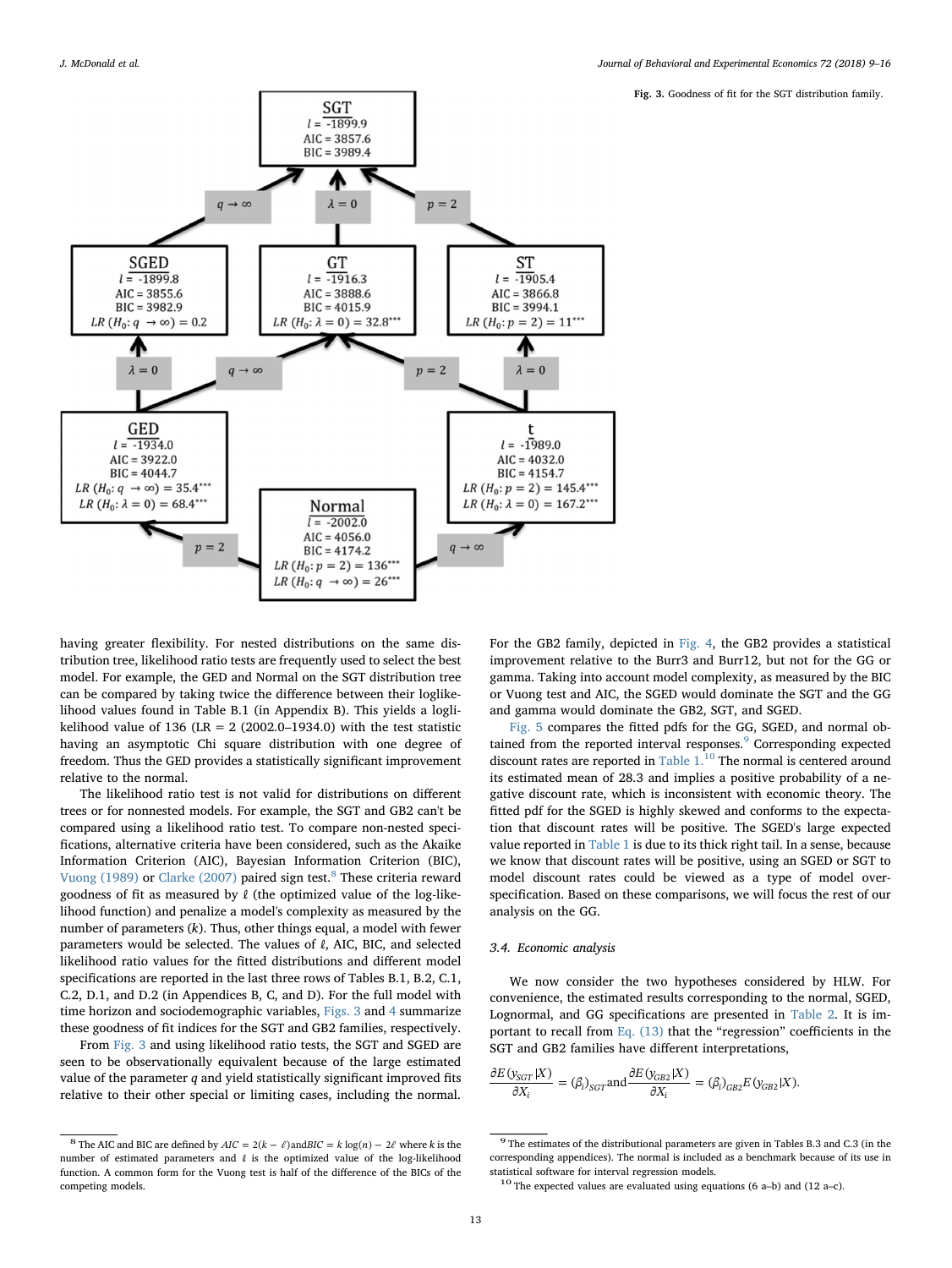**SGT**
$\ell$ = -1899.9
AIC = 3857.6
BIC = 3989.4

$q \to \infty$ | $\lambda = 0$ | $p = 2$

**SGED**
$\ell$ = -1899.8
AIC = 3855.6
BIC = 3982.9
LR ($H_0$: $q \to \infty$) = 0.2

**GT**
$\ell$ = -1916.3
AIC = 3888.6
BIC = 4015.9
LR ($H_0$: $\lambda = 0$) = 32.8***

**ST**
$\ell$ = -1905.4
AIC = 3866.8
BIC = 3994.1
LR ($H_0$: $p = 2$) = 11***

$\lambda = 0$ | $q \to \infty$ | $p = 2$ | $\lambda = 0$

**GED**
$\ell$ = -1934.0
AIC = 3922.0
BIC = 4044.7
LR ($H_0$: $q \to \infty$) = 35.4***
LR ($H_0$: $\lambda = 0$) = 68.4***

**t**
$\ell$ = -1989.0
AIC = 4032.0
BIC = 4154.7
LR ($H_0$: $p = 2$) = 145.4***
LR ($H_0$: $\lambda = 0$) = 167.2***

$p = 2$ | $q \to \infty$

**Normal**
$\ell$ = -2002.0
AIC = 4056.0
BIC = 4174.2
LR ($H_0$: $p = 2$) = 136***
LR ($H_0$: $q \to \infty$) = 26***

**Fig. 3.** Goodness of fit for the SGT distribution family.

having greater flexibility. For nested distributions on the same distribution tree, likelihood ratio tests are frequently used to select the best model. For example, the GED and Normal on the SGT distribution tree can be compared by taking twice the difference between their loglikelihood values found in Table B.1 (in Appendix B). This yields a loglikelihood value of 136 (LR = 2 (2002.0–1934.0) with the test statistic having an asymptotic Chi square distribution with one degree of freedom. Thus the GED provides a statistically significant improvement relative to the normal.

The likelihood ratio test is not valid for distributions on different trees or for nonnested models. For example, the SGT and GB2 can't be compared using a likelihood ratio test. To compare non-nested specifications, alternative criteria have been considered, such as the Akaike Information Criterion (AIC), Bayesian Information Criterion (BIC), Vuong (1989) or Clarke (2007) paired sign test.[8] These criteria reward goodness of fit as measured by $\ell$ (the optimized value of the log-likelihood function) and penalize a model's complexity as measured by the number of parameters ($k$). Thus, other things equal, a model with fewer parameters would be selected. The values of $\ell$, AIC, BIC, and selected likelihood ratio values for the fitted distributions and different model specifications are reported in the last three rows of Tables B.1, B.2, C.1, C.2, D.1, and D.2 (in Appendices B, C, and D). For the full model with time horizon and sociodemographic variables, Figs. 3 and 4 summarize these goodness of fit indices for the SGT and GB2 families, respectively.

From Fig. 3 and using likelihood ratio tests, the SGT and SGED are seen to be observationally equivalent because of the large estimated value of the parameter $q$ and yield statistically significant improved fits relative to their other special or limiting cases, including the normal.

For the GB2 family, depicted in Fig. 4, the GB2 provides a statistical improvement relative to the Burr3 and Burr12, but not for the GG or gamma. Taking into account model complexity, as measured by the BIC or Vuong test and AIC, the SGED would dominate the SGT and the GG and gamma would dominate the GB2, SGT, and SGED.

Fig. 5 compares the fitted pdfs for the GG, SGED, and normal obtained from the reported interval responses.[9] Corresponding expected discount rates are reported in Table 1.[10] The normal is centered around its estimated mean of 28.3 and implies a positive probability of a negative discount rate, which is inconsistent with economic theory. The fitted pdf for the SGED is highly skewed and conforms to the expectation that discount rates will be positive. The SGED's large expected value reported in Table 1 is due to its thick right tail. In a sense, because we know that discount rates will be positive, using an SGED or SGT to model discount rates could be viewed as a type of model overspecification. Based on these comparisons, we will focus the rest of our analysis on the GG.

### 3.4. Economic analysis

We now consider the two hypotheses considered by HLW. For convenience, the estimated results corresponding to the normal, SGED, Lognormal, and GG specifications are presented in Table 2. It is important to recall from Eq. (13) that the "regression" coefficients in the SGT and GB2 families have different interpretations,

$$\frac{\partial E(y_{SGT}|X)}{\partial X_i} = (\beta_i)_{SGT} \text{and} \frac{\partial E(y_{GB2}|X)}{\partial X_i} = (\beta_i)_{GB2} E(y_{GB2}|X).$$

[8] The AIC and BIC are defined by $AIC = 2(k - \ell)$ and $BIC = k\log(n) - 2\ell$ where $k$ is the number of estimated parameters and $\ell$ is the optimized value of the log-likelihood function. A common form for the Vuong test is half of the difference of the BICs of the competing models.

[9] The estimates of the distributional parameters are given in Tables B.3 and C.3 (in the corresponding appendices). The normal is included as a benchmark because of its use in statistical software for interval regression models.

[10] The expected values are evaluated using equations (6 a–b) and (12 a–c).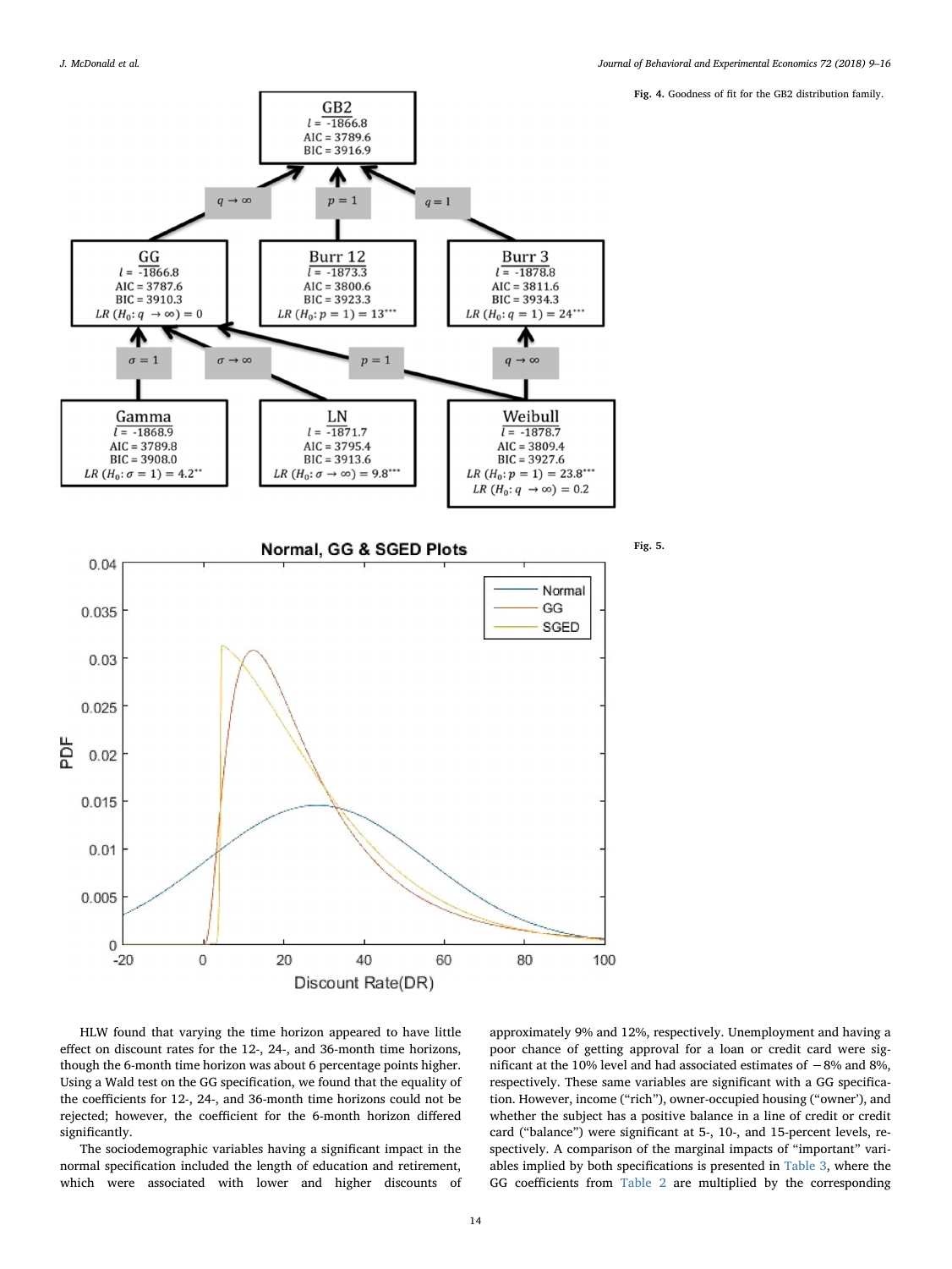**Fig. 4.** Goodness of fit for the GB2 distribution family.

**Fig. 5.**

HLW found that varying the time horizon appeared to have little effect on discount rates for the 12-, 24-, and 36-month time horizons, though the 6-month time horizon was about 6 percentage points higher. Using a Wald test on the GG specification, we found that the equality of the coefficients for 12-, 24-, and 36-month time horizons could not be rejected; however, the coefficient for the 6-month horizon differed significantly.

The sociodemographic variables having a significant impact in the normal specification included the length of education and retirement, which were associated with lower and higher discounts of approximately 9% and 12%, respectively. Unemployment and having a poor chance of getting approval for a loan or credit card were significant at the 10% level and had associated estimates of −8% and 8%, respectively. These same variables are significant with a GG specification. However, income ("rich"), owner-occupied housing ("owner"), and whether the subject has a positive balance in a line of credit or credit card ("balance") were significant at 5-, 10-, and 15-percent levels, respectively. A comparison of the marginal impacts of "important" variables implied by both specifications is presented in Table 3, where the GG coefficients from Table 2 are multiplied by the corresponding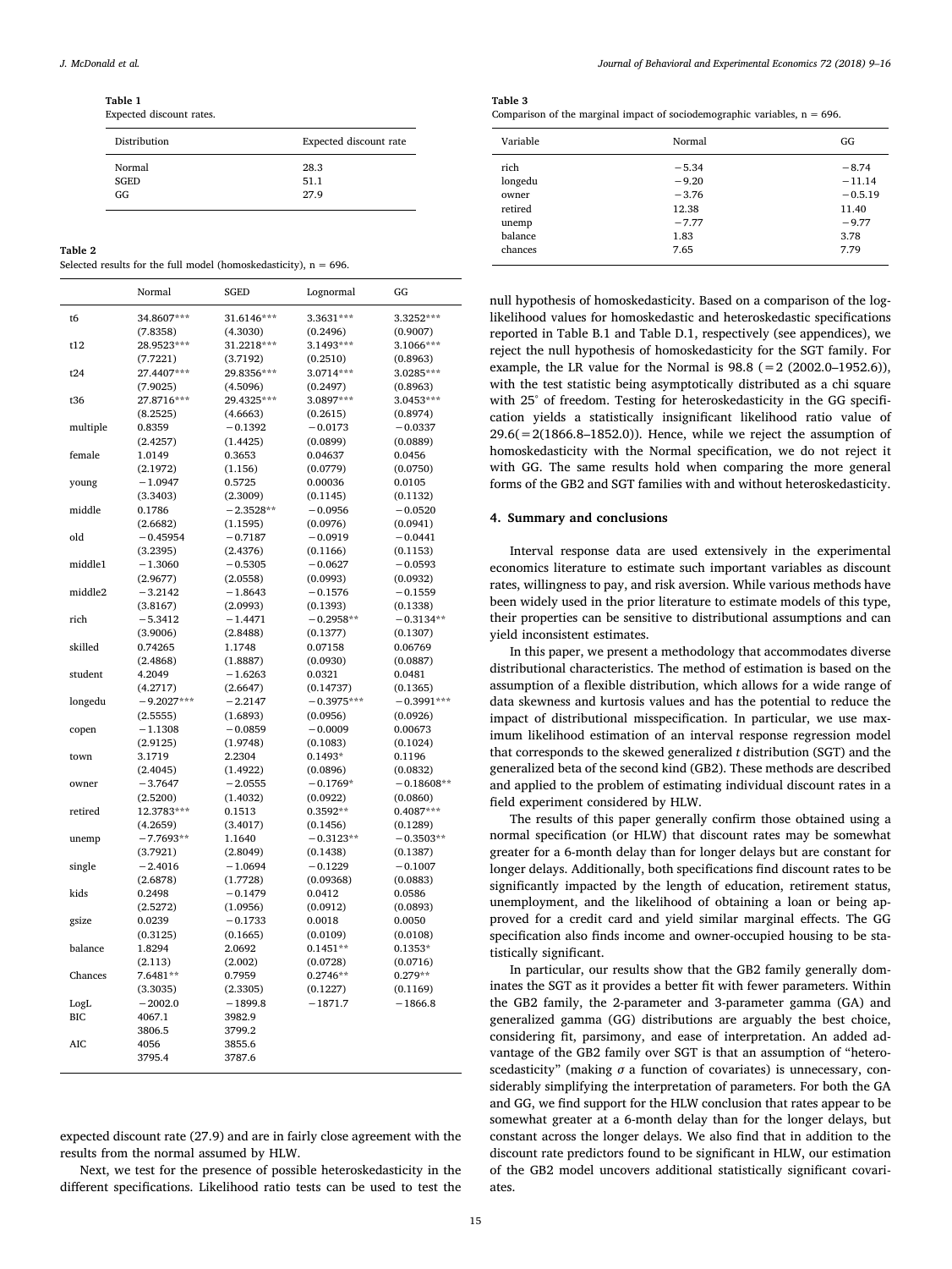**Table 1**
Expected discount rates.

| Distribution | Expected discount rate |
|---|---|
| Normal | 28.3 |
| SGED | 51.1 |
| GG | 27.9 |

**Table 2**
Selected results for the full model (homoskedasticity), n = 696.

| | Normal | SGED | Lognormal | GG |
|---|---|---|---|---|
| t6 | 34.8607*** | 31.6146*** | 3.3631*** | 3.3252*** |
| | (7.8358) | (4.3030) | (0.2496) | (0.9007) |
| t12 | 28.9523*** | 31.2218*** | 3.1493*** | 3.1066*** |
| | (7.7221) | (3.7192) | (0.2510) | (0.8963) |
| t24 | 27.4407*** | 29.8356*** | 3.0714*** | 3.0285*** |
| | (7.9025) | (4.5096) | (0.2497) | (0.8963) |
| t36 | 27.8716*** | 29.4325*** | 3.0897*** | 3.0453*** |
| | (8.2525) | (4.6663) | (0.2615) | (0.8974) |
| multiple | 0.8359 | −0.1392 | −0.0173 | −0.0337 |
| | (2.4257) | (1.4425) | (0.0899) | (0.0889) |
| female | 1.0149 | 0.3653 | 0.04637 | 0.0456 |
| | (2.1972) | (1.156) | (0.0779) | (0.0750) |
| young | −1.0947 | 0.5725 | 0.00036 | 0.0105 |
| | (3.3403) | (2.3009) | (0.1145) | (0.1132) |
| middle | 0.1786 | −2.3528** | −0.0956 | −0.0520 |
| | (2.6682) | (1.1595) | (0.0976) | (0.0941) |
| old | −0.45954 | −0.7187 | −0.0919 | −0.0441 |
| | (3.2395) | (2.4376) | (0.1166) | (0.1153) |
| middle1 | −1.3060 | −0.5305 | −0.0627 | −0.0593 |
| | (2.9677) | (2.0558) | (0.0993) | (0.0932) |
| middle2 | −3.2142 | −1.8643 | −0.1576 | −0.1559 |
| | (3.8167) | (2.0993) | (0.1393) | (0.1338) |
| rich | −5.3412 | −1.4471 | −0.2958** | −0.3134** |
| | (3.9006) | (2.8488) | (0.1377) | (0.1307) |
| skilled | 0.74265 | 1.1748 | 0.07158 | 0.06769 |
| | (2.4868) | (1.8887) | (0.0930) | (0.0887) |
| student | 4.2049 | −1.6263 | 0.0321 | 0.0481 |
| | (4.2717) | (2.6647) | (0.14737) | (0.1365) |
| longedu | −9.2027*** | −2.2147 | −0.3975*** | −0.3991*** |
| | (2.5555) | (1.6893) | (0.0956) | (0.0926) |
| copen | −1.1308 | −0.0859 | −0.0009 | 0.00673 |
| | (2.9125) | (1.9748) | (0.1083) | (0.1024) |
| town | 3.1719 | 2.2304 | 0.1493* | 0.1196 |
| | (2.4045) | (1.4922) | (0.0896) | (0.0832) |
| owner | −3.7647 | −2.0555 | −0.1769* | −0.18608** |
| | (2.5200) | (1.4032) | (0.0922) | (0.0860) |
| retired | 12.3783*** | 0.1513 | 0.3592** | 0.4087*** |
| | (4.2659) | (3.4017) | (0.1456) | (0.1289) |
| unemp | −7.7693** | 1.1640 | −0.3123** | −0.3503** |
| | (3.7921) | (2.8049) | (0.1438) | (0.1387) |
| single | −2.4016 | −1.0694 | −0.1229 | −0.1007 |
| | (2.6878) | (1.7728) | (0.09368) | (0.0883) |
| kids | 0.2498 | −0.1479 | 0.0412 | 0.0586 |
| | (2.5272) | (1.0956) | (0.0912) | (0.0893) |
| gsize | 0.0239 | −0.1733 | 0.0018 | 0.0050 |
| | (0.3125) | (0.1665) | (0.0109) | (0.0108) |
| balance | 1.8294 | 2.0692 | 0.1451** | 0.1353* |
| | (2.113) | (2.002) | (0.0728) | (0.0716) |
| Chances | 7.6481** | 0.7959 | 0.2746** | 0.279** |
| | (3.3035) | (2.3305) | (0.1227) | (0.1169) |
| LogL | −2002.0 | −1899.8 | −1871.7 | −1866.8 |
| BIC | 4067.1 | 3982.9 | | |
| | 3806.5 | 3799.2 | | |
| AIC | 4056 | 3855.6 | | |
| | 3795.4 | 3787.6 | | |

expected discount rate (27.9) and are in fairly close agreement with the results from the normal assumed by HLW.

Next, we test for the presence of possible heteroskedasticity in the different specifications. Likelihood ratio tests can be used to test the null hypothesis of homoskedasticity. Based on a comparison of the log-likelihood values for homoskedastic and heteroskedastic specifications reported in Table B.1 and Table D.1, respectively (see appendices), we reject the null hypothesis of homoskedasticity for the SGT family. For example, the LR value for the Normal is 98.8 (=2 (2002.0–1952.6)), with the test statistic being asymptotically distributed as a chi square with 25° of freedom. Testing for heteroskedasticity in the GG specification yields a statistically insignificant likelihood ratio value of 29.6(=2(1866.8–1852.0)). Hence, while we reject the assumption of homoskedasticity with the Normal specification, we do not reject it with GG. The same results hold when comparing the more general forms of the GB2 and SGT families with and without heteroskedasticity.

**Table 3**
Comparison of the marginal impact of sociodemographic variables, n = 696.

| Variable | Normal | GG |
|---|---|---|
| rich | −5.34 | −8.74 |
| longedu | −9.20 | −11.14 |
| owner | −3.76 | −0.5.19 |
| retired | 12.38 | 11.40 |
| unemp | −7.77 | −9.77 |
| balance | 1.83 | 3.78 |
| chances | 7.65 | 7.79 |

## 4. Summary and conclusions

Interval response data are used extensively in the experimental economics literature to estimate such important variables as discount rates, willingness to pay, and risk aversion. While various methods have been widely used in the prior literature to estimate models of this type, their properties can be sensitive to distributional assumptions and can yield inconsistent estimates.

In this paper, we present a methodology that accommodates diverse distributional characteristics. The method of estimation is based on the assumption of a flexible distribution, which allows for a wide range of data skewness and kurtosis values and has the potential to reduce the impact of distributional misspecification. In particular, we use maximum likelihood estimation of an interval response regression model that corresponds to the skewed generalized *t* distribution (SGT) and the generalized beta of the second kind (GB2). These methods are described and applied to the problem of estimating individual discount rates in a field experiment considered by HLW.

The results of this paper generally confirm those obtained using a normal specification (or HLW) that discount rates may be somewhat greater for a 6-month delay than for longer delays but are constant for longer delays. Additionally, both specifications find discount rates to be significantly impacted by the length of education, retirement status, unemployment, and the likelihood of obtaining a loan or being approved for a credit card and yield similar marginal effects. The GG specification also finds income and owner-occupied housing to be statistically significant.

In particular, our results show that the GB2 family generally dominates the SGT as it provides a better fit with fewer parameters. Within the GB2 family, the 2-parameter and 3-parameter gamma (GA) and generalized gamma (GG) distributions are arguably the best choice, considering fit, parsimony, and ease of interpretation. An added advantage of the GB2 family over SGT is that an assumption of "heteroscedasticity" (making $\sigma$ a function of covariates) is unnecessary, considerably simplifying the interpretation of parameters. For both the GA and GG, we find support for the HLW conclusion that rates appear to be somewhat greater at a 6-month delay than for the longer delays, but constant across the longer delays. We also find that in addition to the discount rate predictors found to be significant in HLW, our estimation of the GB2 model uncovers additional statistically significant covariates.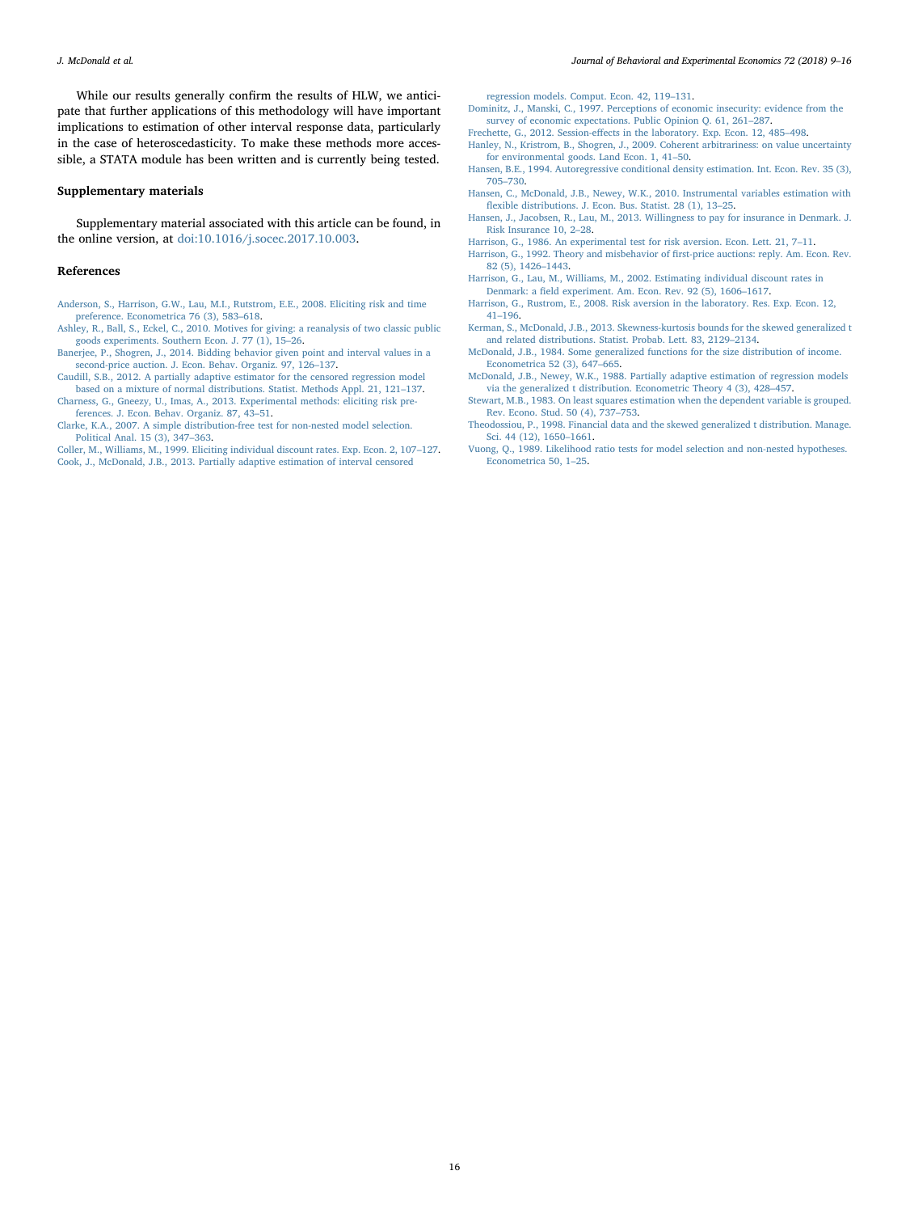While our results generally confirm the results of HLW, we anticipate that further applications of this methodology will have important implications to estimation of other interval response data, particularly in the case of heteroscedasticity. To make these methods more accessible, a STATA module has been written and is currently being tested.

## Supplementary materials

Supplementary material associated with this article can be found, in the online version, at doi:10.1016/j.socec.2017.10.003.

## References

Anderson, S., Harrison, G.W., Lau, M.I., Rutstrom, E.E., 2008. Eliciting risk and time preference. Econometrica 76 (3), 583–618.

Ashley, R., Ball, S., Eckel, C., 2010. Motives for giving: a reanalysis of two classic public goods experiments. Southern Econ. J. 77 (1), 15–26.

Banerjee, P., Shogren, J., 2014. Bidding behavior given point and interval values in a second-price auction. J. Econ. Behav. Organiz. 97, 126–137.

Caudill, S.B., 2012. A partially adaptive estimator for the censored regression model based on a mixture of normal distributions. Statist. Methods Appl. 21, 121–137.

Charness, G., Gneezy, U., Imas, A., 2013. Experimental methods: eliciting risk preferences. J. Econ. Behav. Organiz. 87, 43–51.

Clarke, K.A., 2007. A simple distribution-free test for non-nested model selection. Political Anal. 15 (3), 347–363.

Coller, M., Williams, M., 1999. Eliciting individual discount rates. Exp. Econ. 2, 107–127.

Cook, J., McDonald, J.B., 2013. Partially adaptive estimation of interval censored regression models. Comput. Econ. 42, 119–131.

Dominitz, J., Manski, C., 1997. Perceptions of economic insecurity: evidence from the survey of economic expectations. Public Opinion Q. 61, 261–287.

Frechette, G., 2012. Session-effects in the laboratory. Exp. Econ. 12, 485–498.

Hanley, N., Kristrom, B., Shogren, J., 2009. Coherent arbitrariness: on value uncertainty for environmental goods. Land Econ. 1, 41–50.

Hansen, B.E., 1994. Autoregressive conditional density estimation. Int. Econ. Rev. 35 (3), 705–730.

Hansen, C., McDonald, J.B., Newey, W.K., 2010. Instrumental variables estimation with flexible distributions. J. Econ. Bus. Statist. 28 (1), 13–25.

Hansen, J., Jacobsen, R., Lau, M., 2013. Willingness to pay for insurance in Denmark. J. Risk Insurance 10, 2–28.

Harrison, G., 1986. An experimental test for risk aversion. Econ. Lett. 21, 7–11.

Harrison, G., 1992. Theory and misbehavior of first-price auctions: reply. Am. Econ. Rev. 82 (5), 1426–1443.

Harrison, G., Lau, M., Williams, M., 2002. Estimating individual discount rates in Denmark: a field experiment. Am. Econ. Rev. 92 (5), 1606–1617.

Harrison, G., Rustrom, E., 2008. Risk aversion in the laboratory. Res. Exp. Econ. 12, 41–196.

Kerman, S., McDonald, J.B., 2013. Skewness-kurtosis bounds for the skewed generalized t and related distributions. Statist. Probab. Lett. 83, 2129–2134.

McDonald, J.B., 1984. Some generalized functions for the size distribution of income. Econometrica 52 (3), 647–665.

McDonald, J.B., Newey, W.K., 1988. Partially adaptive estimation of regression models via the generalized t distribution. Econometric Theory 4 (3), 428–457.

Stewart, M.B., 1983. On least squares estimation when the dependent variable is grouped. Rev. Econo. Stud. 50 (4), 737–753.

Theodossiou, P., 1998. Financial data and the skewed generalized t distribution. Manage. Sci. 44 (12), 1650–1661.

Vuong, Q., 1989. Likelihood ratio tests for model selection and non-nested hypotheses. Econometrica 50, 1–25.